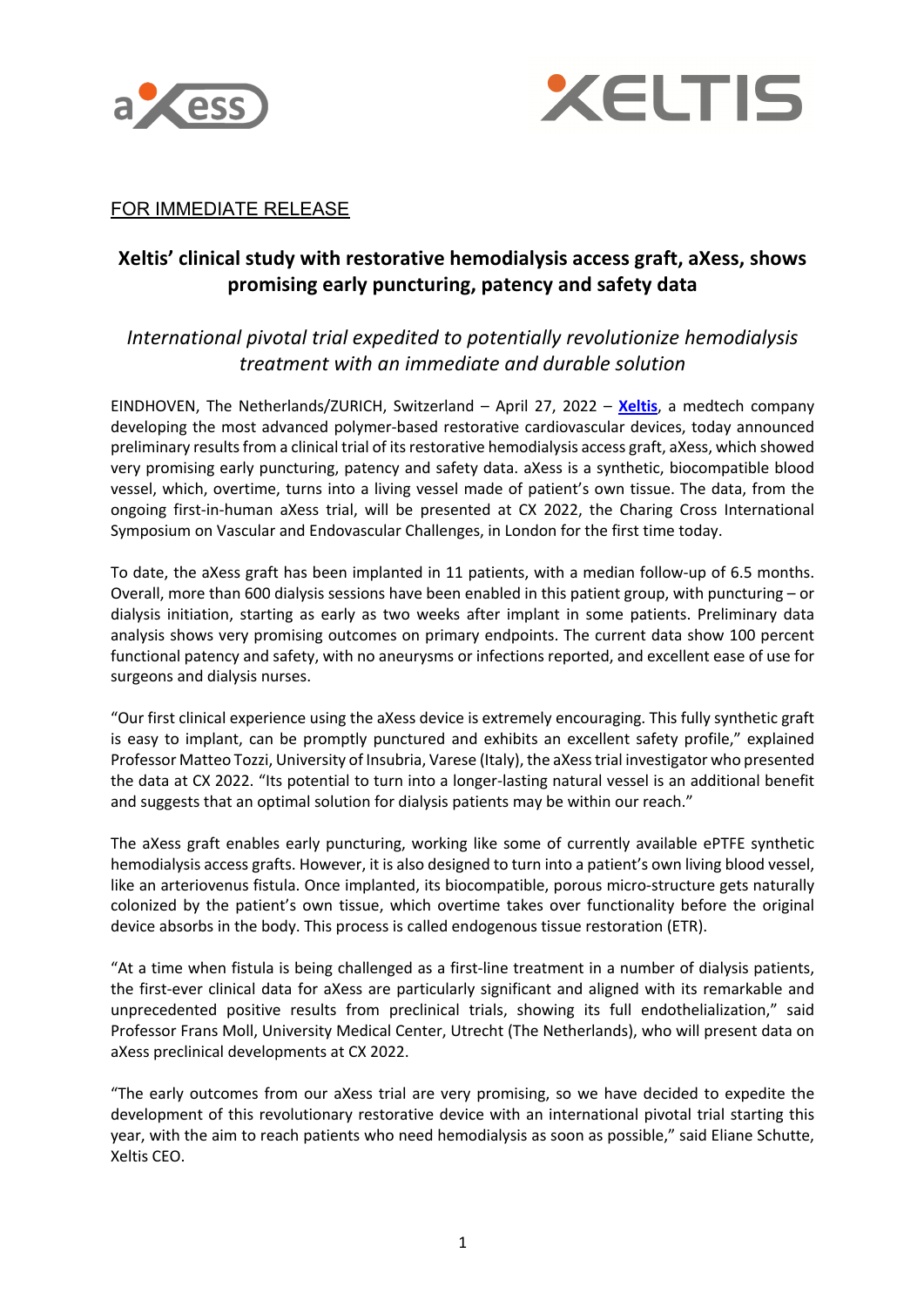FOR IMMEDIATE RELEASE

# Xeltis' clinical study with restorative hemodialysis access graft, aXess, shows promising early puncturing, patency and safety data

## *International pivotal trial expedited to potentially revolutionize hemodialysis treatment with an immediate and durable solution*

EINDHOVEN, The Netherlands/ZURICH, Switzerland – April 27, 2022 – **Xeltis**, a medtech company developing the most advanced polymer-based restorative cardiovascular devices, today announced preliminary results from a clinical trial of its restorative hemodialysis access graft, aXess, which showed very promising early puncturing, patency and safety data. aXess is a synthetic, biocompatible blood vessel, which, overtime, turns into a living vessel made of patient's own tissue. The data, from the ongoing first-in-human aXess trial, will be presented at CX 2022, the Charing Cross International Symposium on Vascular and Endovascular Challenges, in London for the first time today.

To date, the aXess graft has been implanted in 11 patients, with a median follow-up of 6.5 months. Overall, more than 600 dialysis sessions have been enabled in this patient group, with puncturing – or dialysis initiation, starting as early as two weeks after implant in some patients. Preliminary data analysis shows very promising outcomes on primary endpoints. The current data show 100 percent functional patency and safety, with no aneurysms or infections reported, and excellent ease of use for surgeons and dialysis nurses.

"Our first clinical experience using the aXess device is extremely encouraging. This fully synthetic graft is easy to implant, can be promptly punctured and exhibits an excellent safety profile," explained Professor Matteo Tozzi, University of Insubria, Varese (Italy), the aXess trial investigator who presented the data at CX 2022. "Its potential to turn into a longer-lasting natural vessel is an additional benefit and suggests that an optimal solution for dialysis patients may be within our reach."

The aXess graft enables early puncturing, working like some of currently available ePTFE synthetic hemodialysis access grafts. However, it is also designed to turn into a patient's own living blood vessel, like an arteriovenus fistula. Once implanted, its biocompatible, porous micro-structure gets naturally colonized by the patient's own tissue, which overtime takes over functionality before the original device absorbs in the body. This process is called endogenous tissue restoration (ETR).

"At a time when fistula is being challenged as a first-line treatment in a number of dialysis patients, the first-ever clinical data for aXess are particularly significant and aligned with its remarkable and unprecedented positive results from preclinical trials, showing its full endothelialization," said Professor Frans Moll, University Medical Center, Utrecht (The Netherlands), who will present data on aXess preclinical developments at CX 2022.

"The early outcomes from our aXess trial are very promising, so we have decided to expedite the development of this revolutionary restorative device with an international pivotal trial starting this year, with the aim to reach patients who need hemodialysis as soon as possible," said Eliane Schutte, Xeltis CEO.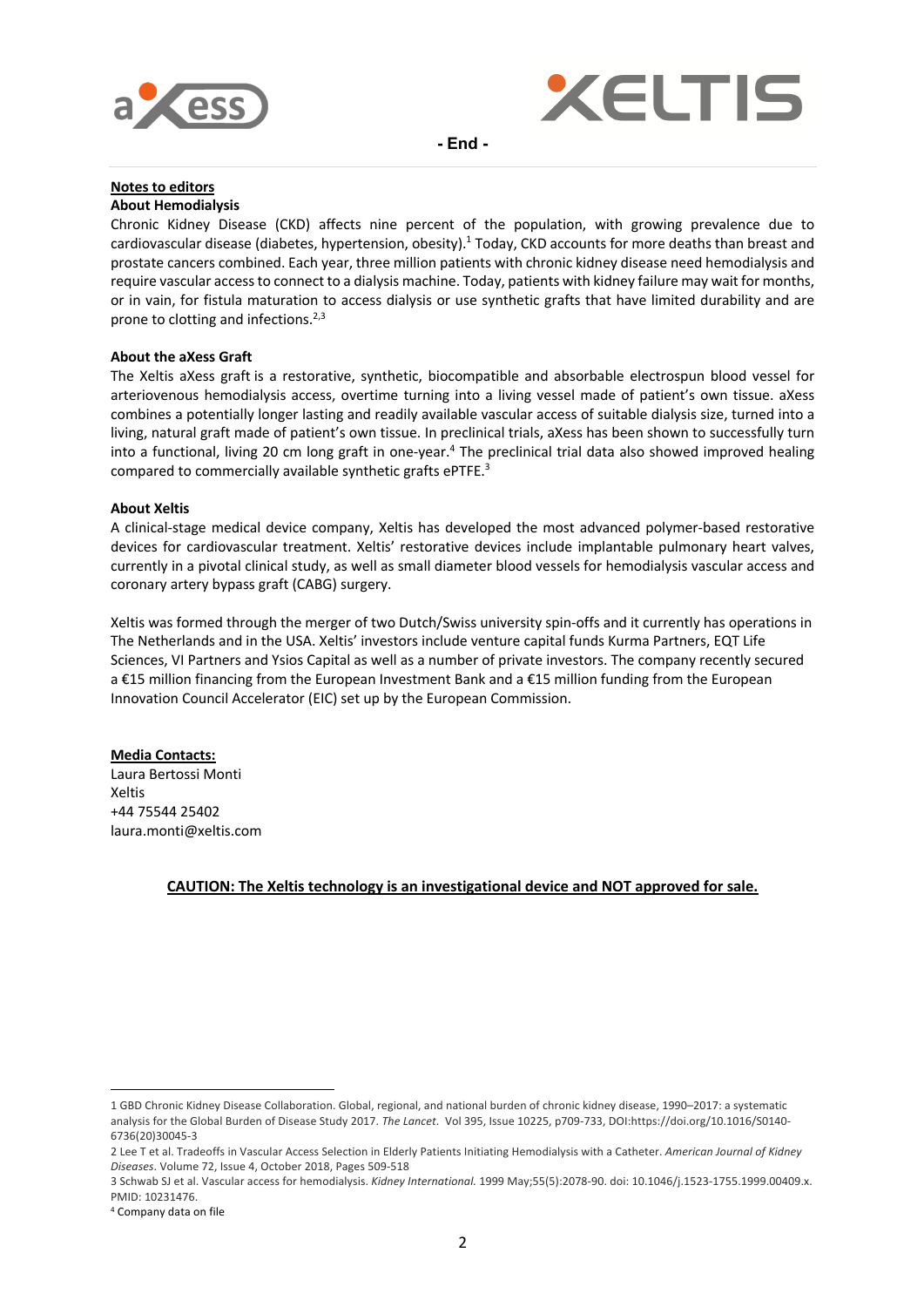- End -

**Notes to editors**

**About Hemodialysis**

Chronic Kidney Disease (CKD) affects nine percent of the population, with growing prevalence due to cardiovascular disease (diabetes, hypertension, obesity).[1] Today, CKD accounts for more deaths than breast and prostate cancers combined. Each year, three million patients with chronic kidney disease need hemodialysis and require vascular access to connect to a dialysis machine. Today, patients with kidney failure may wait for months, or in vain, for fistula maturation to access dialysis or use synthetic grafts that have limited durability and are prone to clotting and infections.[2,3]

**About the aXess Graft**

The Xeltis aXess graft is a restorative, synthetic, biocompatible and absorbable electrospun blood vessel for arteriovenous hemodialysis access, overtime turning into a living vessel made of patient's own tissue. aXess combines a potentially longer lasting and readily available vascular access of suitable dialysis size, turned into a living, natural graft made of patient's own tissue. In preclinical trials, aXess has been shown to successfully turn into a functional, living 20 cm long graft in one-year.[4] The preclinical trial data also showed improved healing compared to commercially available synthetic grafts ePTFE.[3]

**About Xeltis**

A clinical-stage medical device company, Xeltis has developed the most advanced polymer-based restorative devices for cardiovascular treatment. Xeltis' restorative devices include implantable pulmonary heart valves, currently in a pivotal clinical study, as well as small diameter blood vessels for hemodialysis vascular access and coronary artery bypass graft (CABG) surgery.

Xeltis was formed through the merger of two Dutch/Swiss university spin-offs and it currently has operations in The Netherlands and in the USA. Xeltis' investors include venture capital funds Kurma Partners, EQT Life Sciences, VI Partners and Ysios Capital as well as a number of private investors. The company recently secured a €15 million financing from the European Investment Bank and a €15 million funding from the European Innovation Council Accelerator (EIC) set up by the European Commission.

**Media Contacts:**

Laura Bertossi Monti
Xeltis
+44 75544 25402
laura.monti@xeltis.com

**CAUTION: The Xeltis technology is an investigational device and NOT approved for sale.**

---

1 GBD Chronic Kidney Disease Collaboration. Global, regional, and national burden of chronic kidney disease, 1990–2017: a systematic analysis for the Global Burden of Disease Study 2017. *The Lancet*. Vol 395, Issue 10225, p709-733, DOI:https://doi.org/10.1016/S0140-6736(20)30045-3

2 Lee T et al. Tradeoffs in Vascular Access Selection in Elderly Patients Initiating Hemodialysis with a Catheter. *American Journal of Kidney Diseases*. Volume 72, Issue 4, October 2018, Pages 509-518

3 Schwab SJ et al. Vascular access for hemodialysis. *Kidney International.* 1999 May;55(5):2078-90. doi: 10.1046/j.1523-1755.1999.00409.x. PMID: 10231476.

4 Company data on file